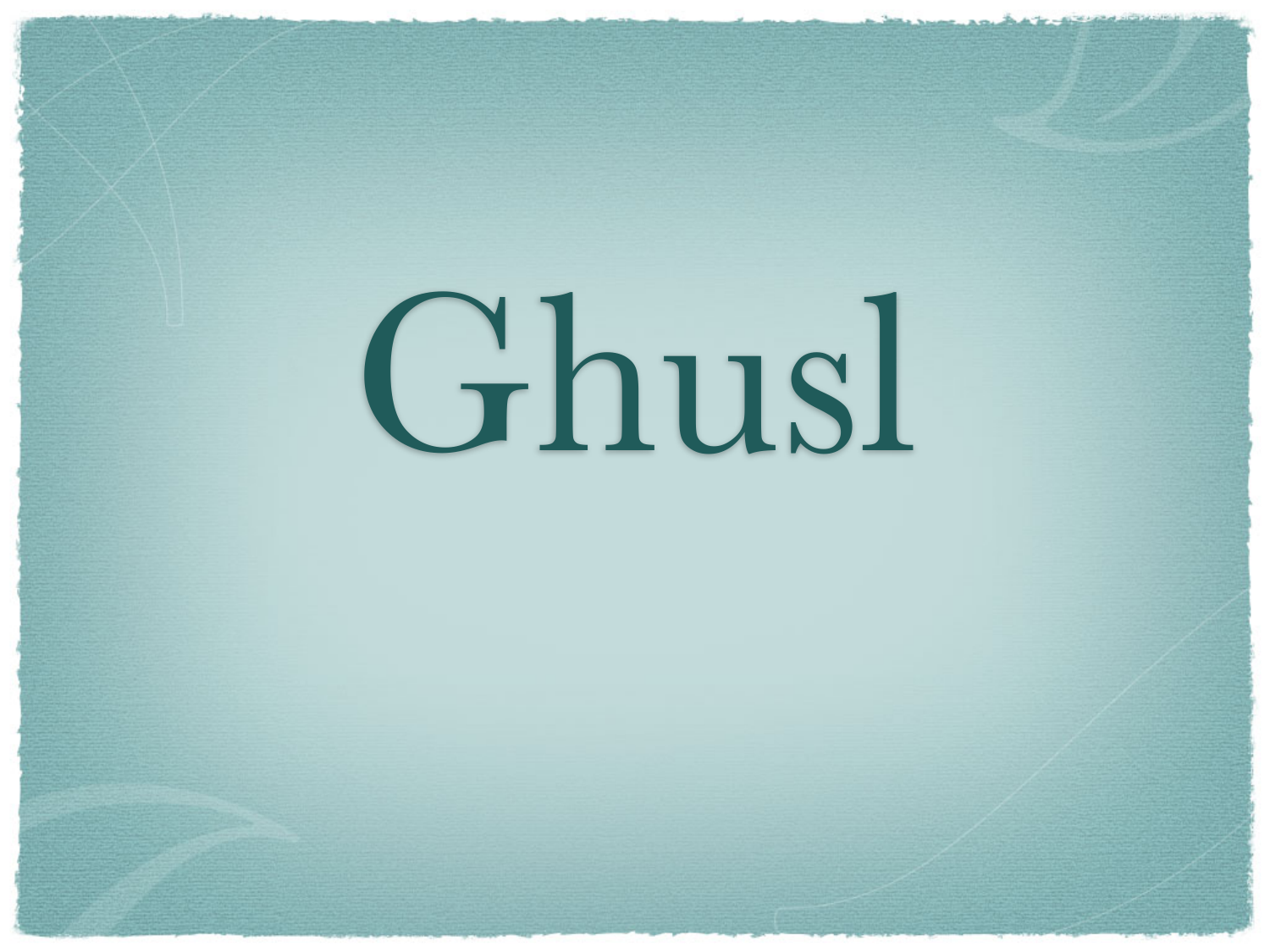# Ghusl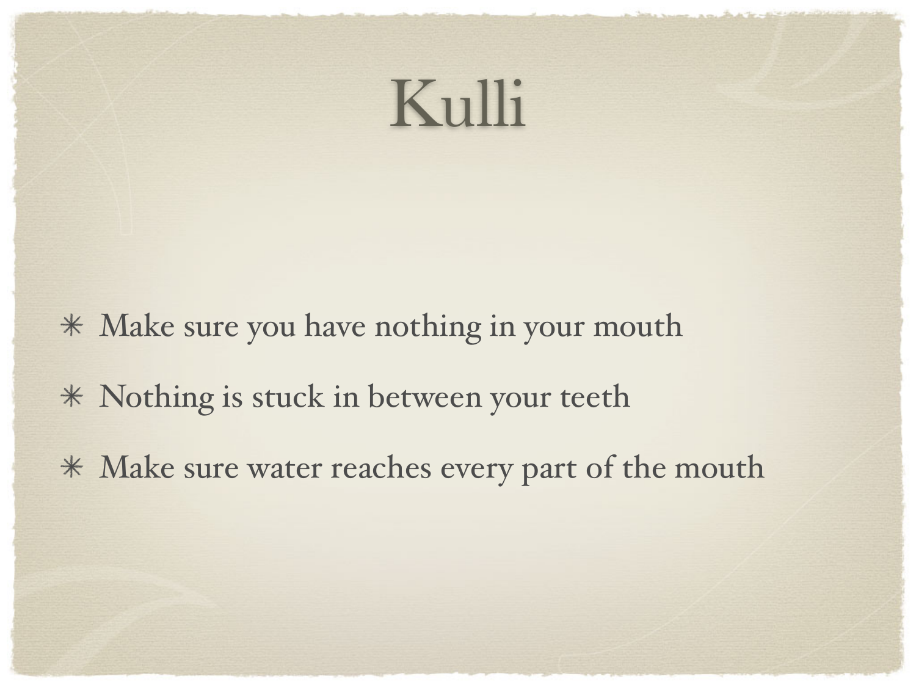# Kulli

- Make sure you have nothing in your mouth
- Nothing is stuck in between your teeth
- Make sure water reaches every part of the mouth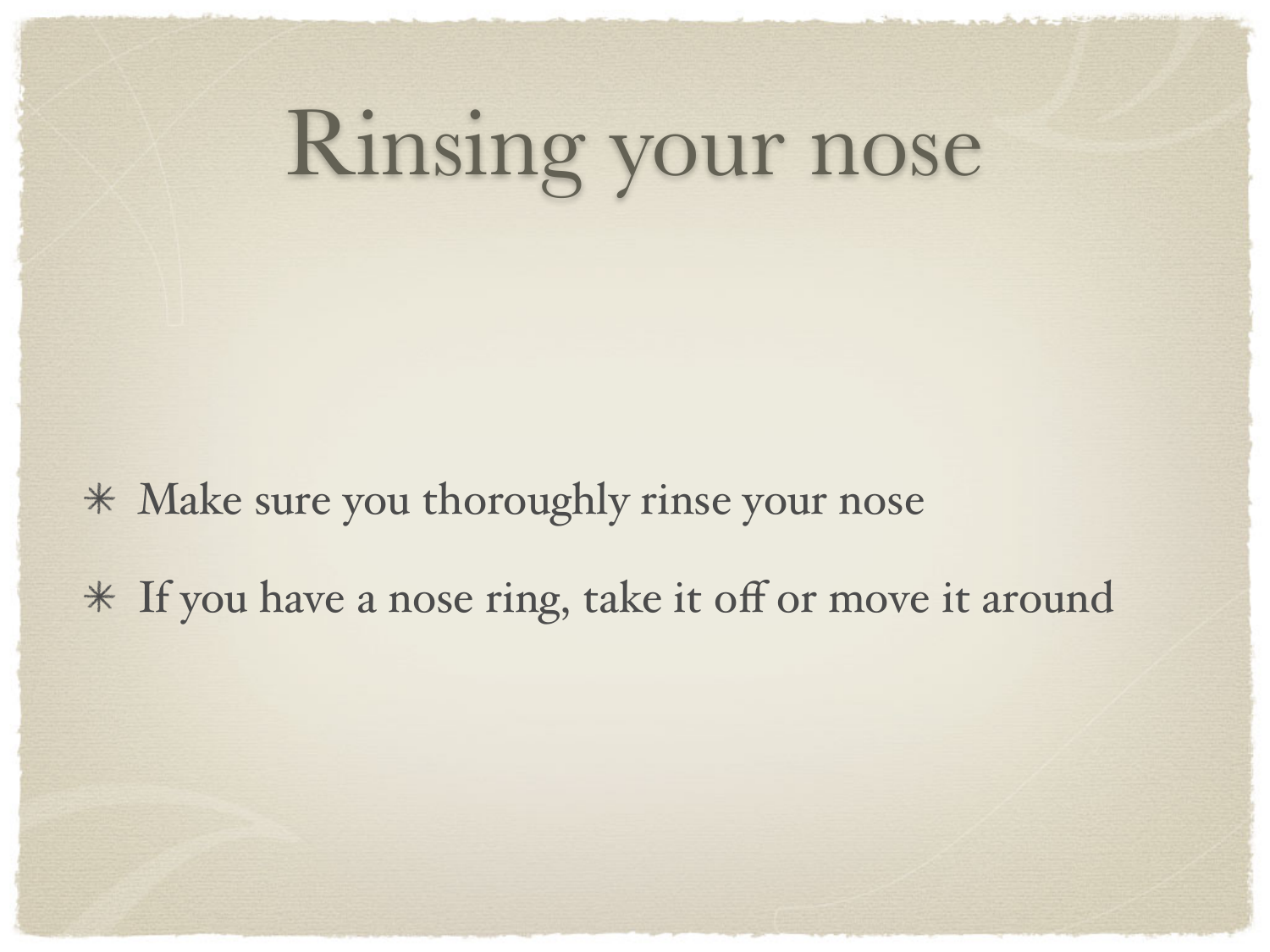# Rinsing your nose

- Make sure you thoroughly rinse your nose
- If you have a nose ring, take it off or move it around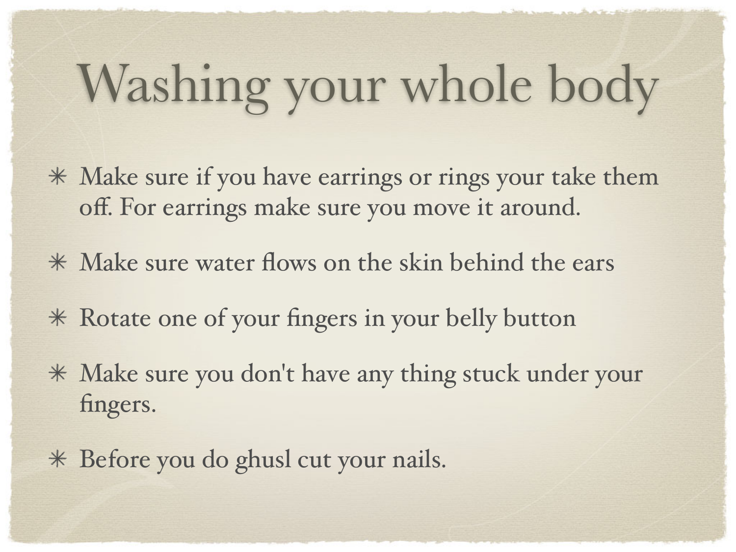# Washing your whole body

* Make sure if you have earrings or rings your take them off. For earrings make sure you move it around.
* Make sure water flows on the skin behind the ears
* Rotate one of your fingers in your belly button
* Make sure you don't have any thing stuck under your fingers.
* Before you do ghusl cut your nails.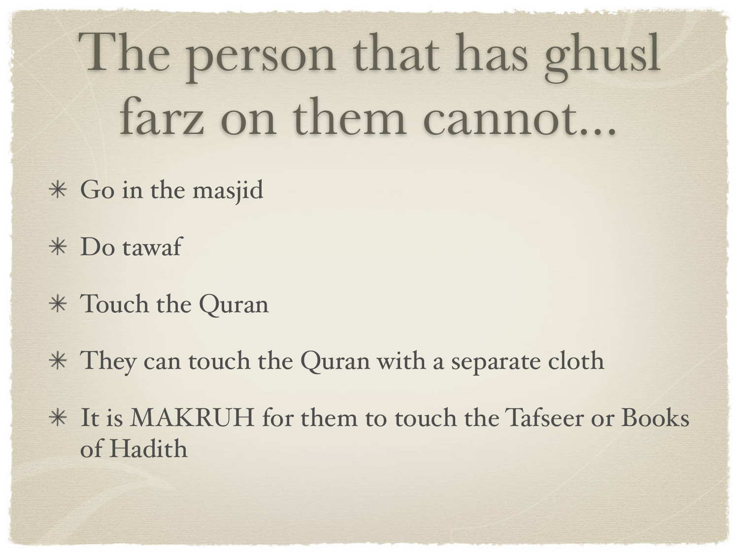# The person that has ghusl farz on them cannot...

- Go in the masjid
- Do tawaf
- Touch the Quran
- They can touch the Quran with a separate cloth
- It is MAKRUH for them to touch the Tafseer or Books of Hadith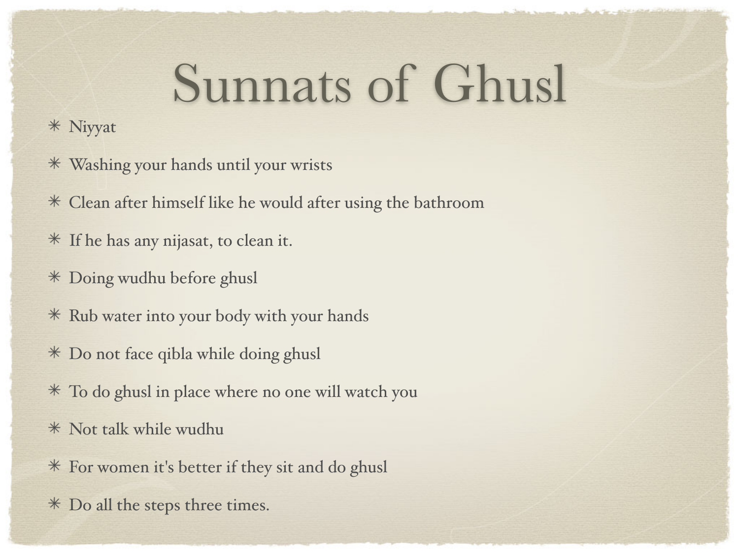# Sunnats of Ghusl

- Niyyat
- Washing your hands until your wrists
- Clean after himself like he would after using the bathroom
- If he has any nijasat, to clean it.
- Doing wudhu before ghusl
- Rub water into your body with your hands
- Do not face qibla while doing ghusl
- To do ghusl in place where no one will watch you
- Not talk while wudhu
- For women it's better if they sit and do ghusl
- Do all the steps three times.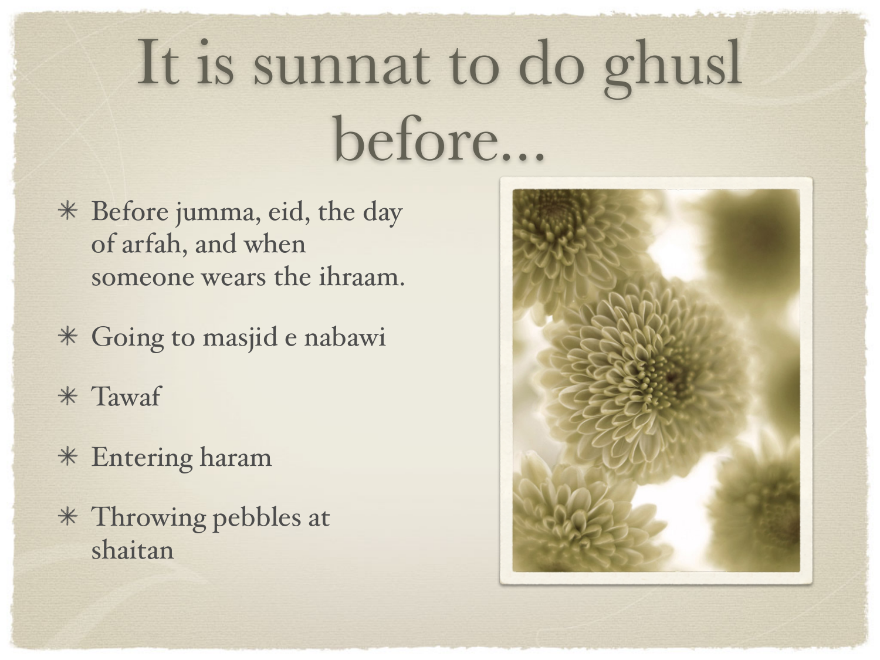# It is sunnat to do ghusl before...

- Before jumma, eid, the day of arfah, and when someone wears the ihraam.
- Going to masjid e nabawi
- Tawaf
- Entering haram
- Throwing pebbles at shaitan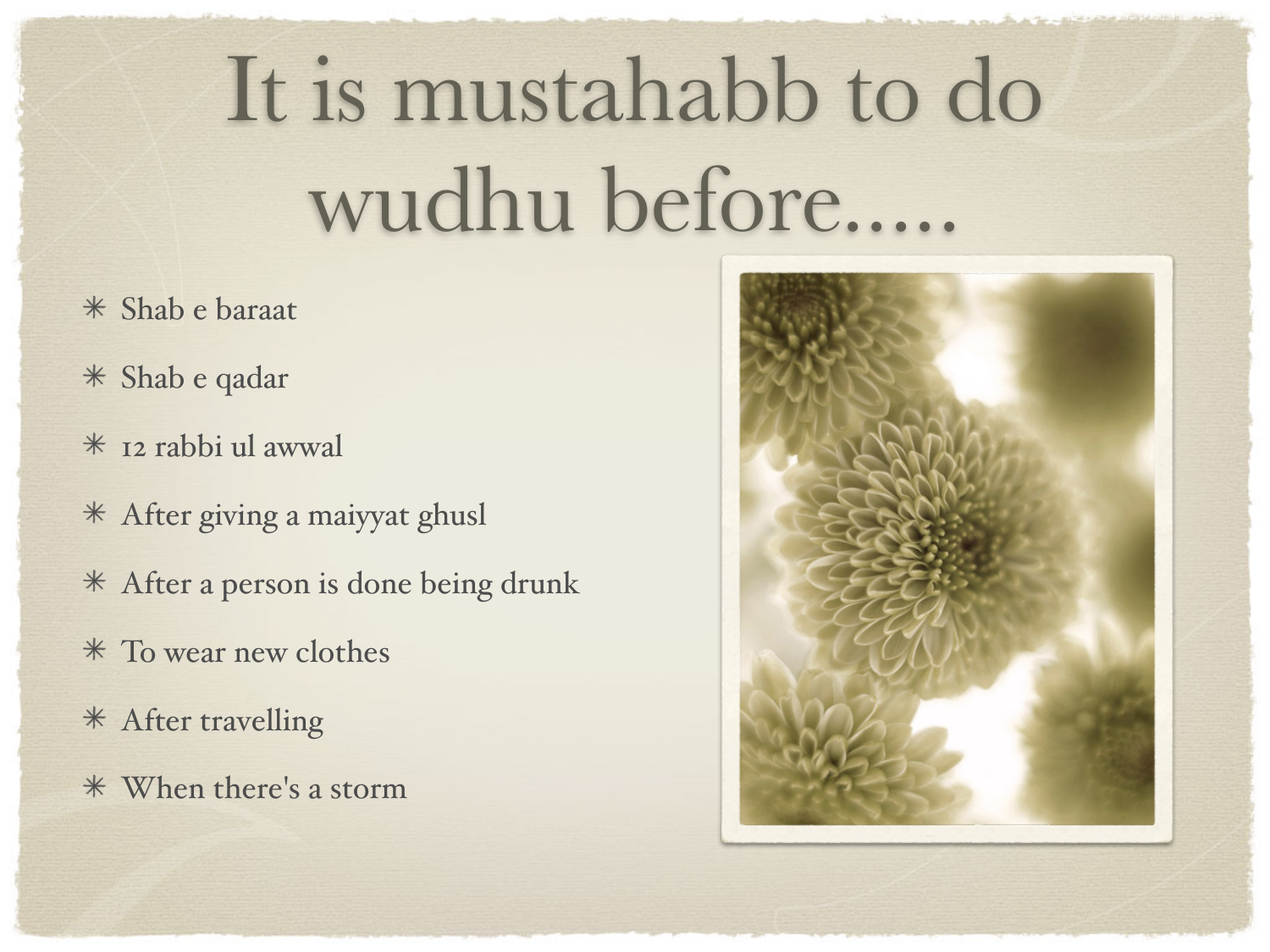# It is mustahabb to do wudhu before.....

- Shab e baraat
- Shab e qadar
- 12 rabbi ul awwal
- After giving a maiyyat ghusl
- After a person is done being drunk
- To wear new clothes
- After travelling
- When there's a storm